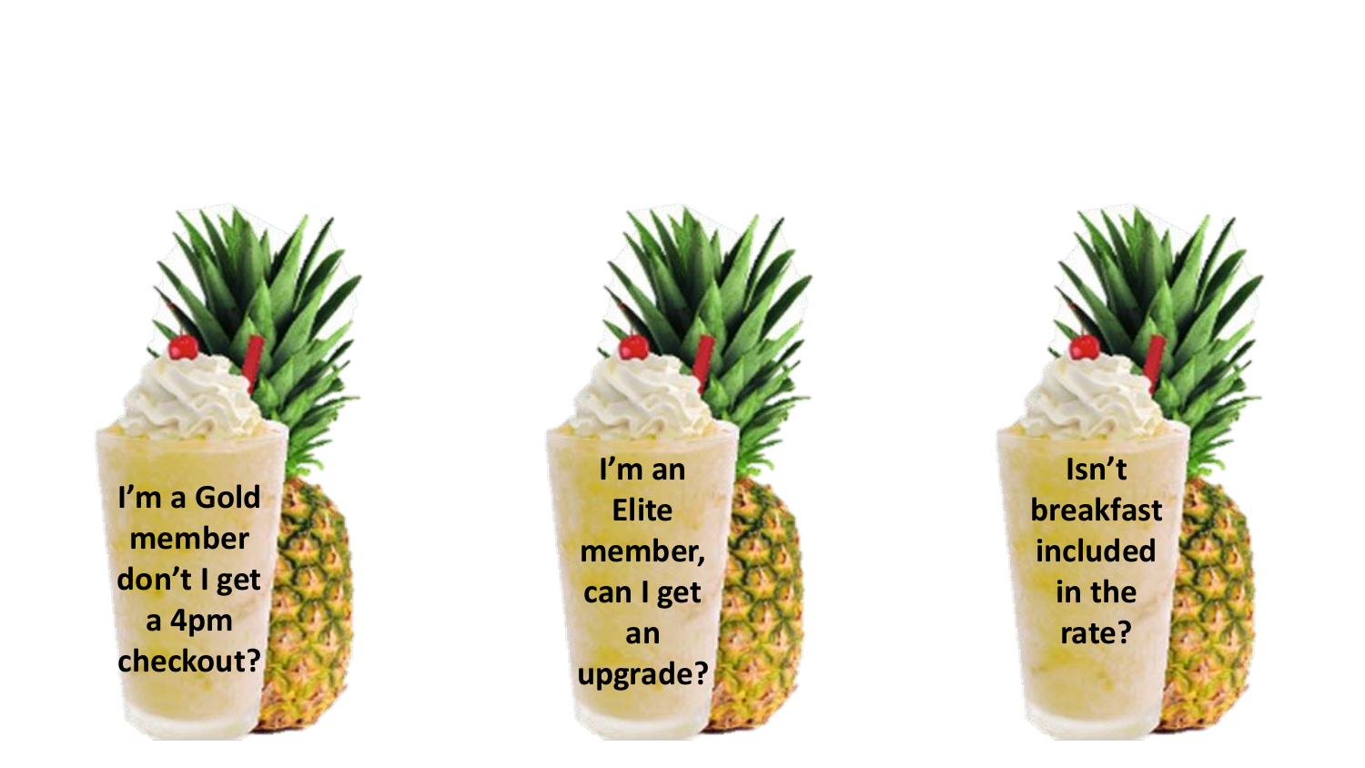I'm a Gold member don't I get a 4pm checkout?

I'm an Elite member, can I get an upgrade?

Isn't breakfast included in the rate?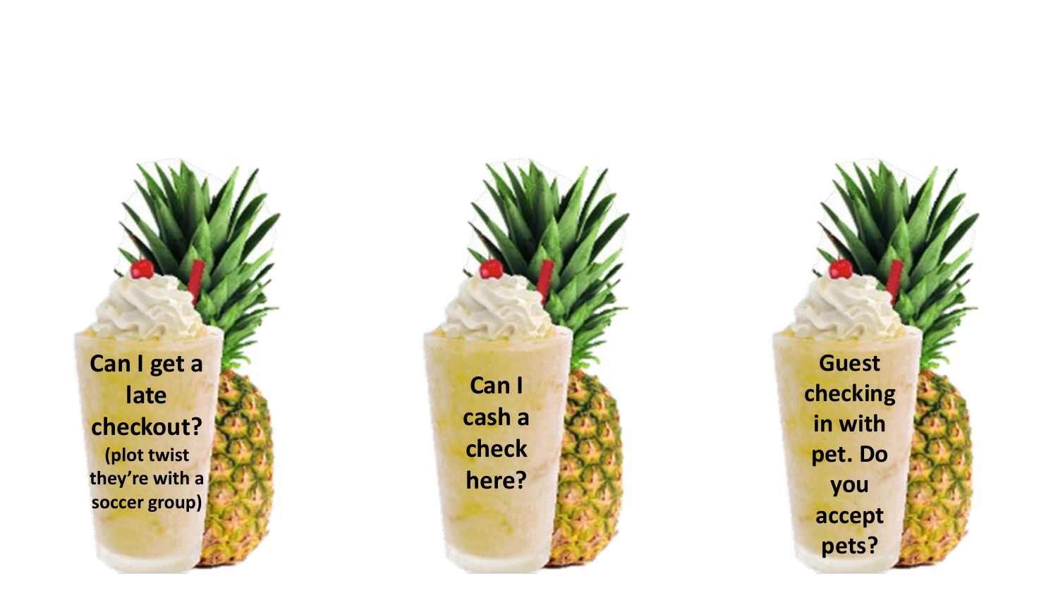Can I get a late checkout?
(plot twist they're with a soccer group)

Can I cash a check here?

Guest checking in with pet. Do you accept pets?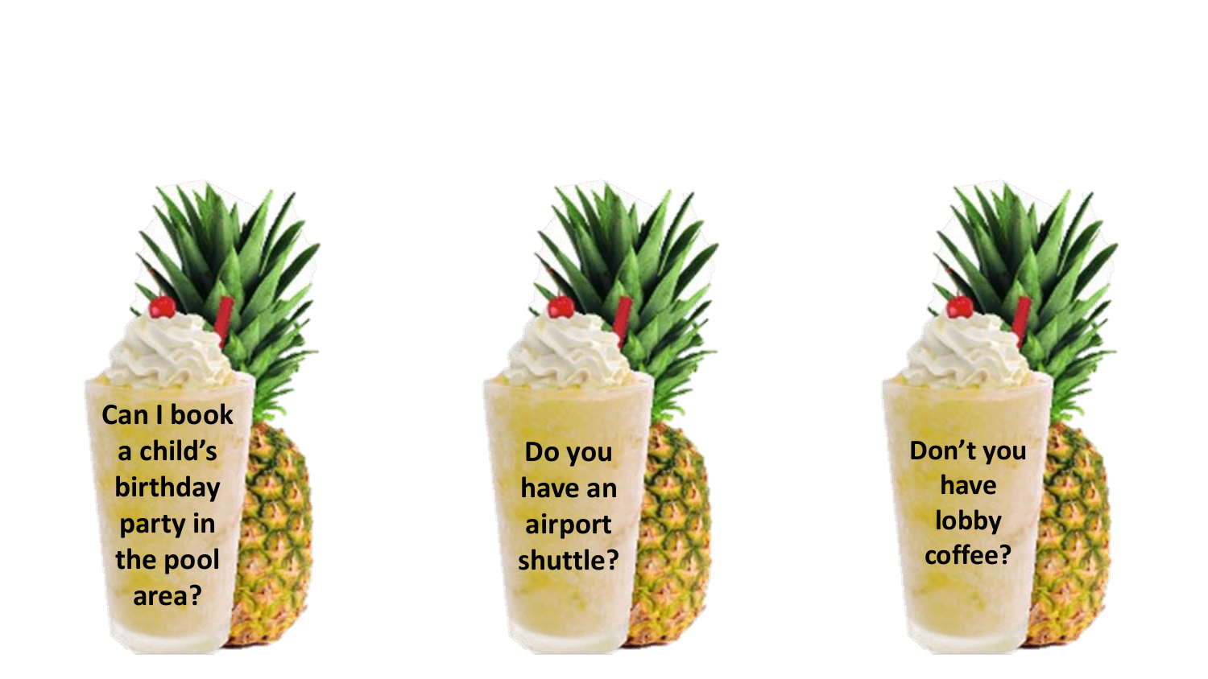Can I book a child's birthday party in the pool area?

Do you have an airport shuttle?

Don't you have lobby coffee?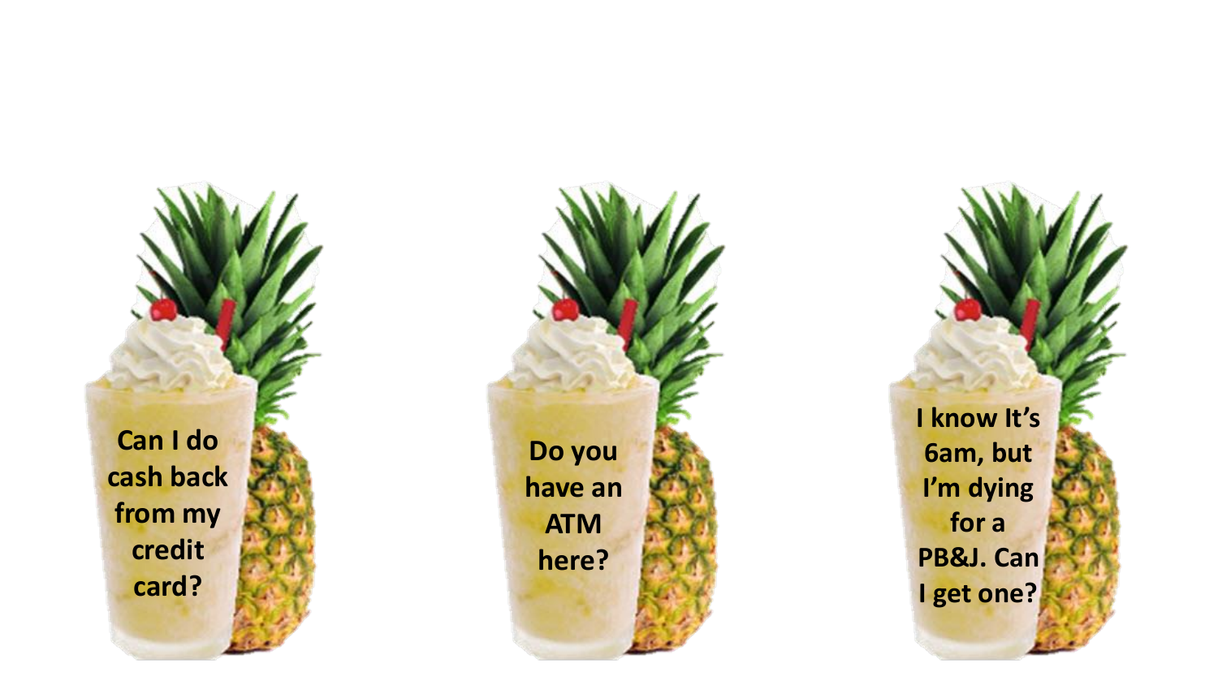Can I do cash back from my credit card?

Do you have an ATM here?

I know It's 6am, but I'm dying for a PB&J. Can I get one?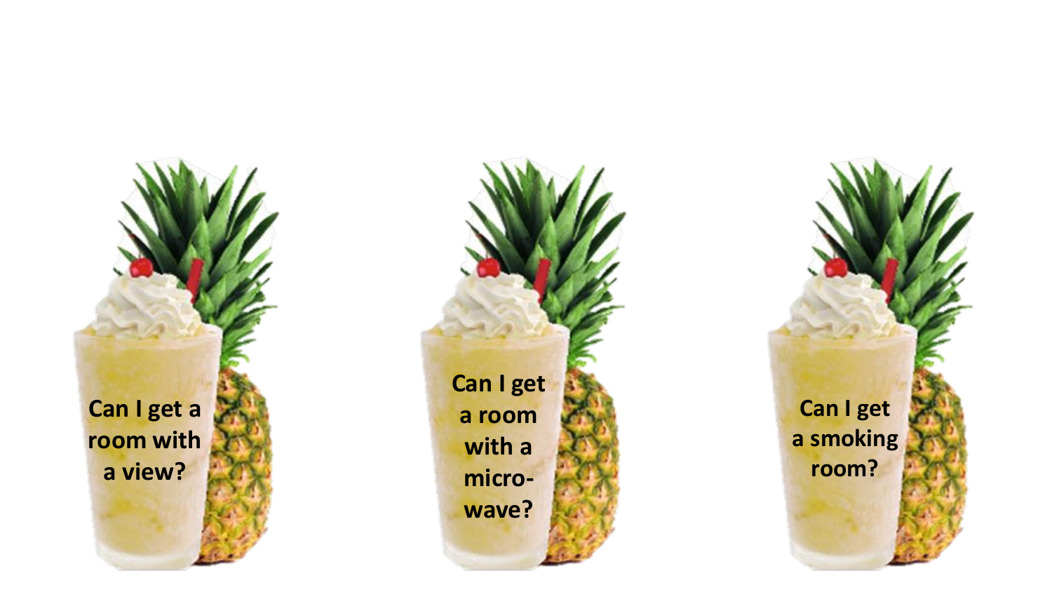Can I get a room with a view?

Can I get a room with a micro-wave?

Can I get a smoking room?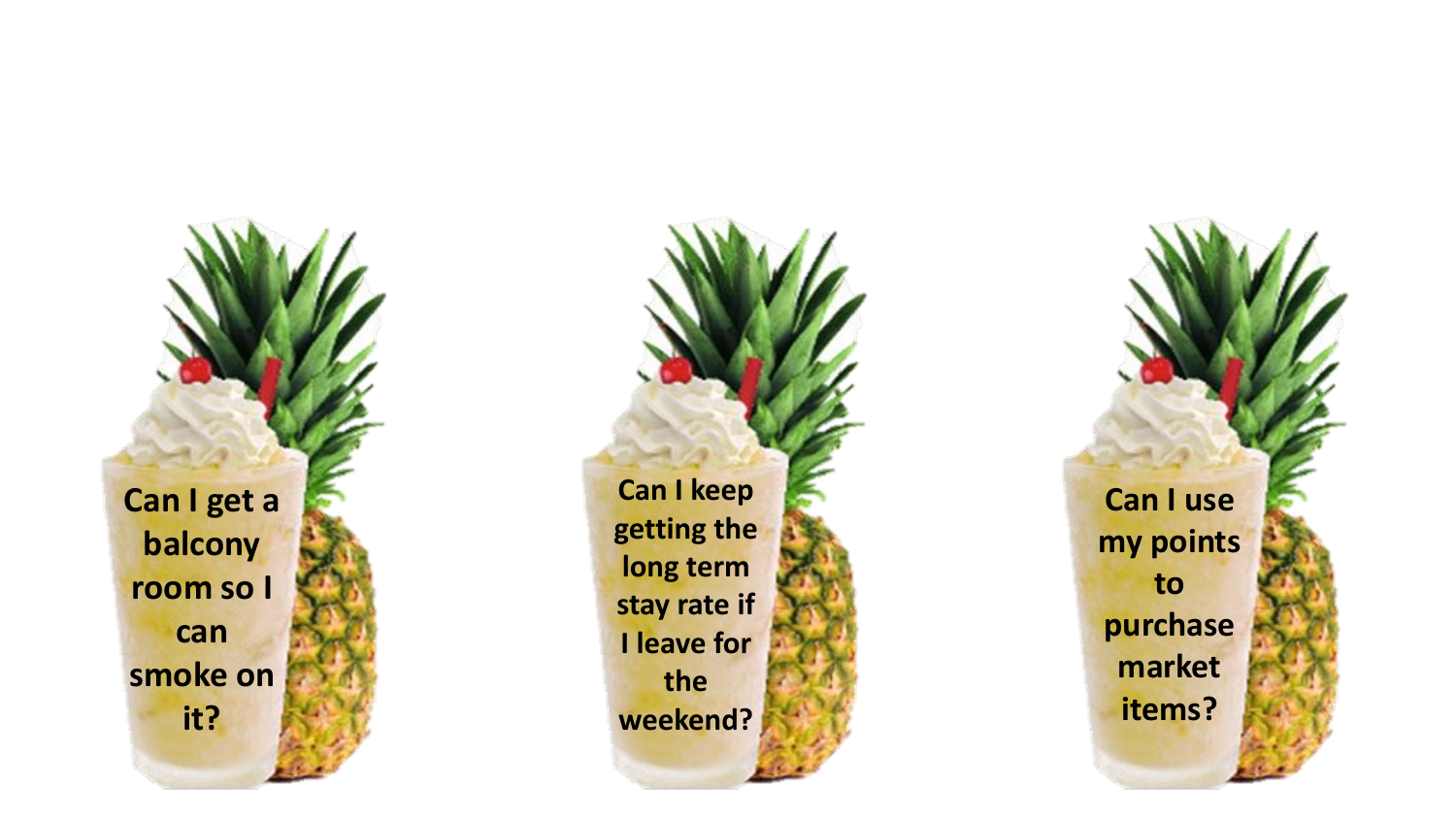Can I get a balcony room so I can smoke on it?

Can I keep getting the long term stay rate if I leave for the weekend?

Can I use my points to purchase market items?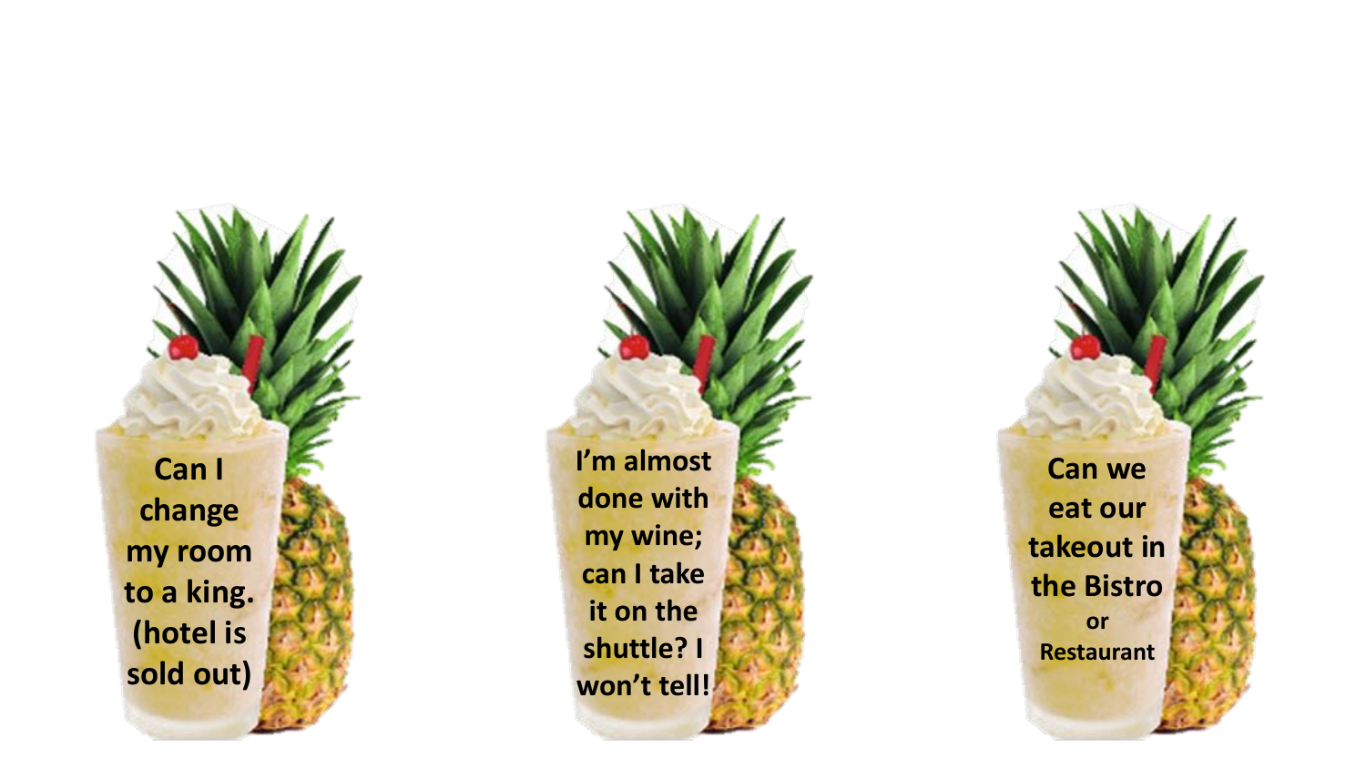Can I change my room to a king. (hotel is sold out)

I'm almost done with my wine; can I take it on the shuttle? I won't tell!

Can we eat our takeout in the Bistro or Restaurant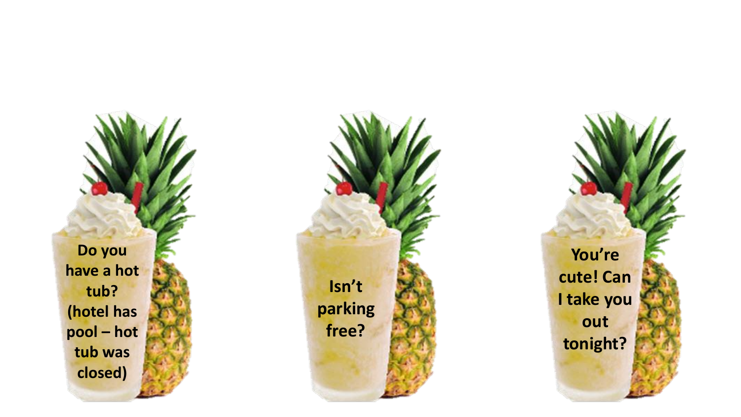Do you have a hot tub? (hotel has pool – hot tub was closed)

Isn't parking free?

You're cute! Can I take you out tonight?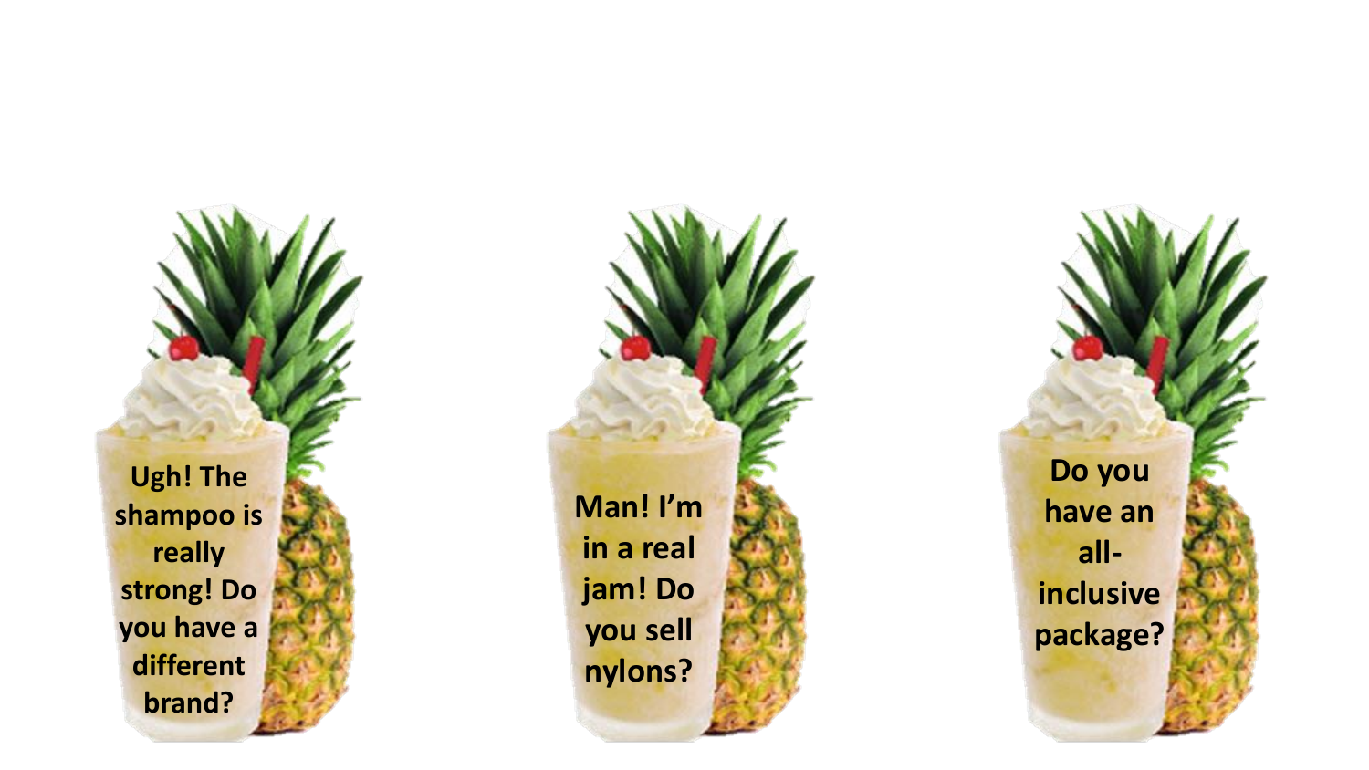Ugh! The shampoo is really strong! Do you have a different brand?

Man! I'm in a real jam! Do you sell nylons?

Do you have an all-inclusive package?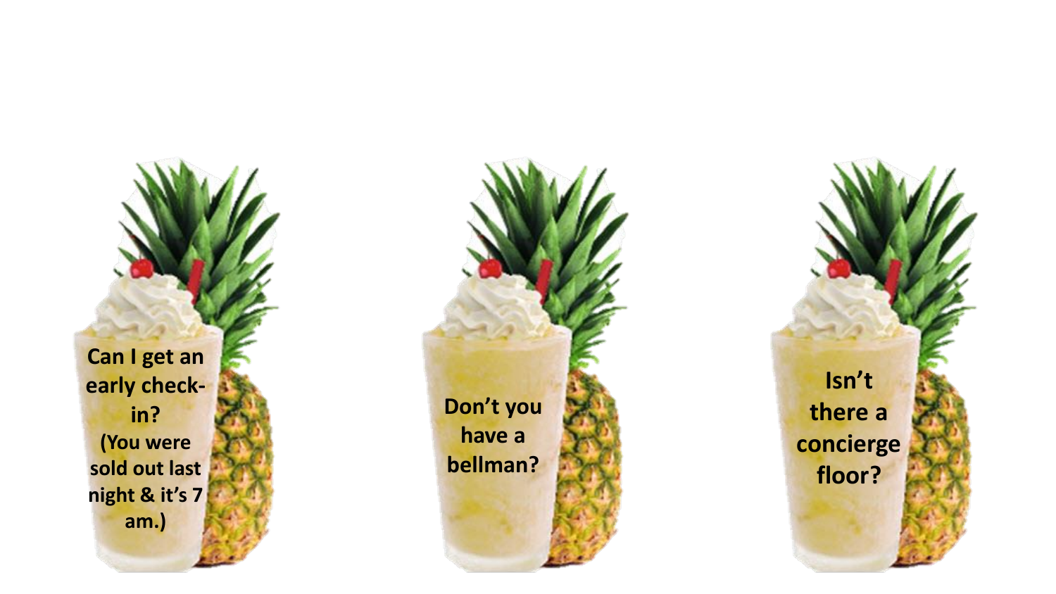Can I get an early check-in?
(You were sold out last night & it's 7 am.)

Don't you have a bellman?

Isn't there a concierge floor?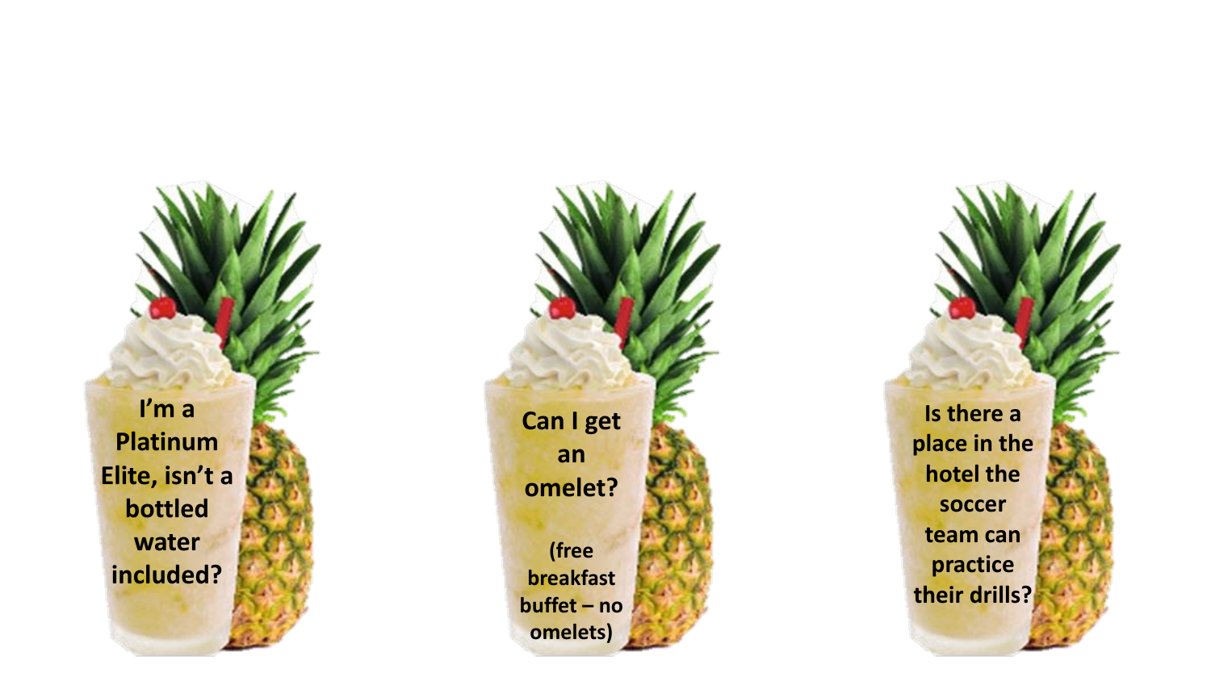I'm a Platinum Elite, isn't a bottled water included?

Can I get an omelet?

(free breakfast buffet – no omelets)

Is there a place in the hotel the soccer team can practice their drills?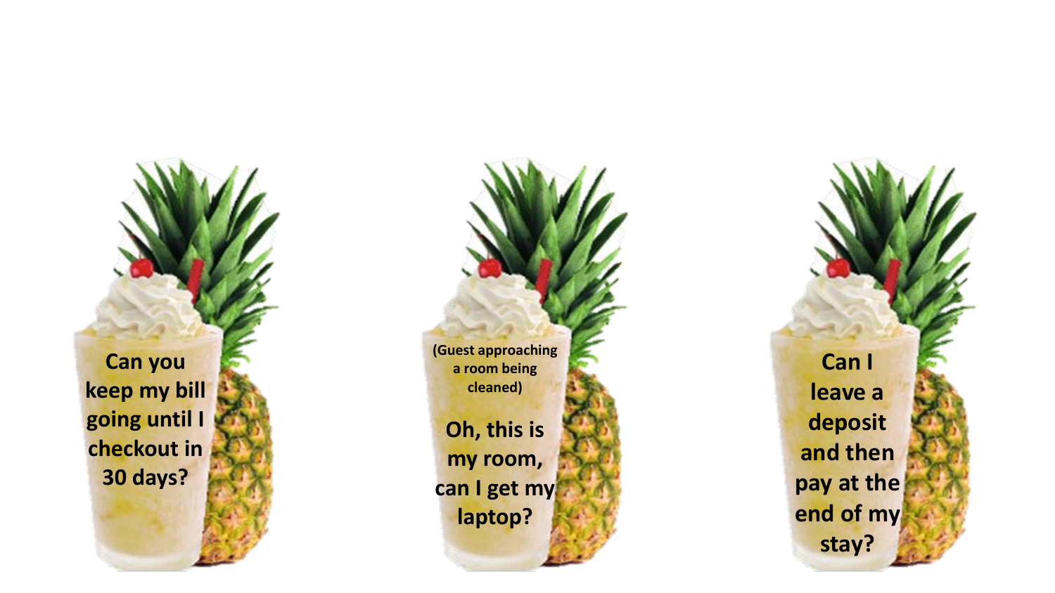Can you keep my bill going until I checkout in 30 days?

(Guest approaching a room being cleaned)

Oh, this is my room, can I get my laptop?

Can I leave a deposit and then pay at the end of my stay?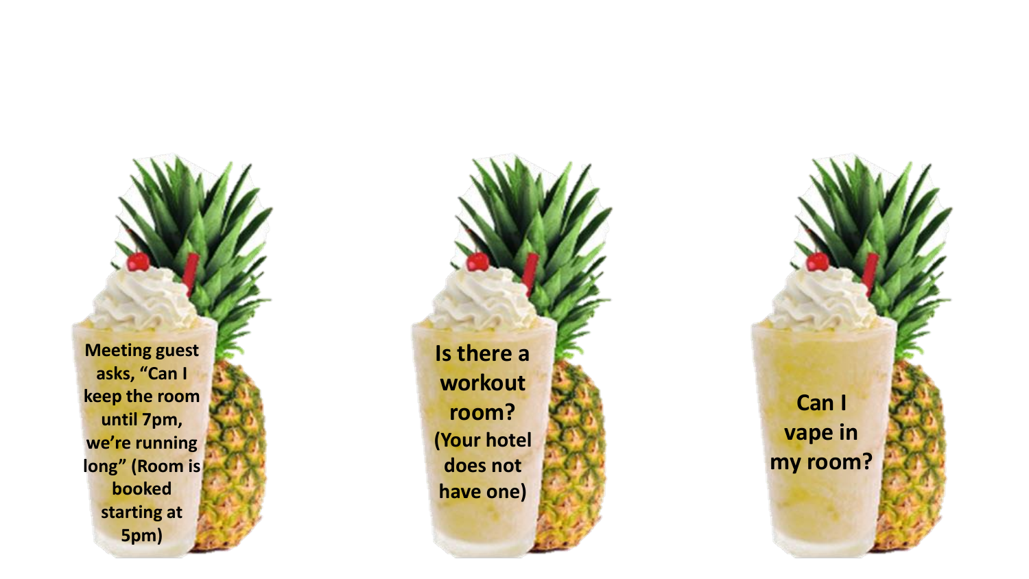Meeting guest asks, “Can I keep the room until 7pm, we’re running long” (Room is booked starting at 5pm)

Is there a workout room? (Your hotel does not have one)

Can I vape in my room?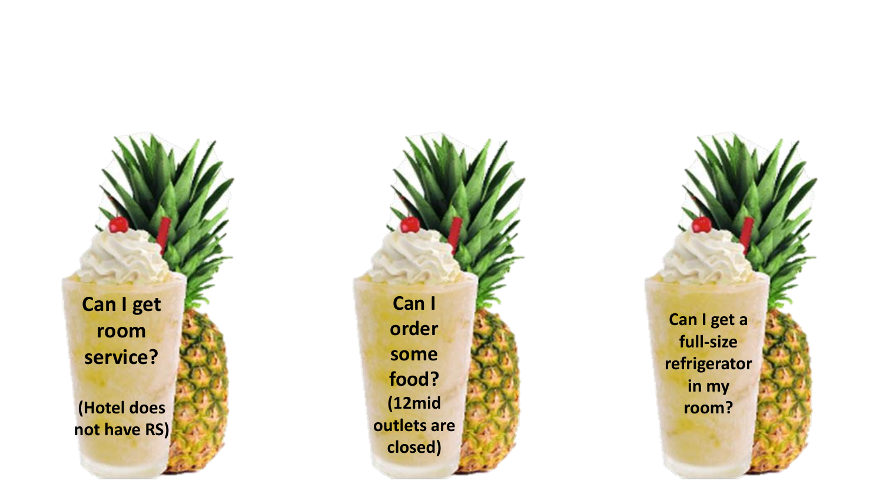Can I get room service?

(Hotel does not have RS)

Can I order some food?

(12mid outlets are closed)

Can I get a full-size refrigerator in my room?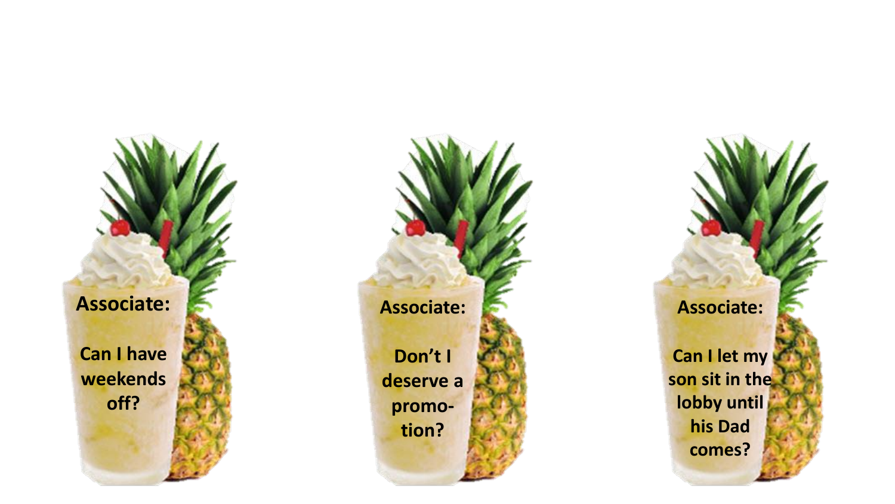Associate:

Can I have weekends off?

Associate:

Don't I deserve a promo-tion?

Associate:

Can I let my son sit in the lobby until his Dad comes?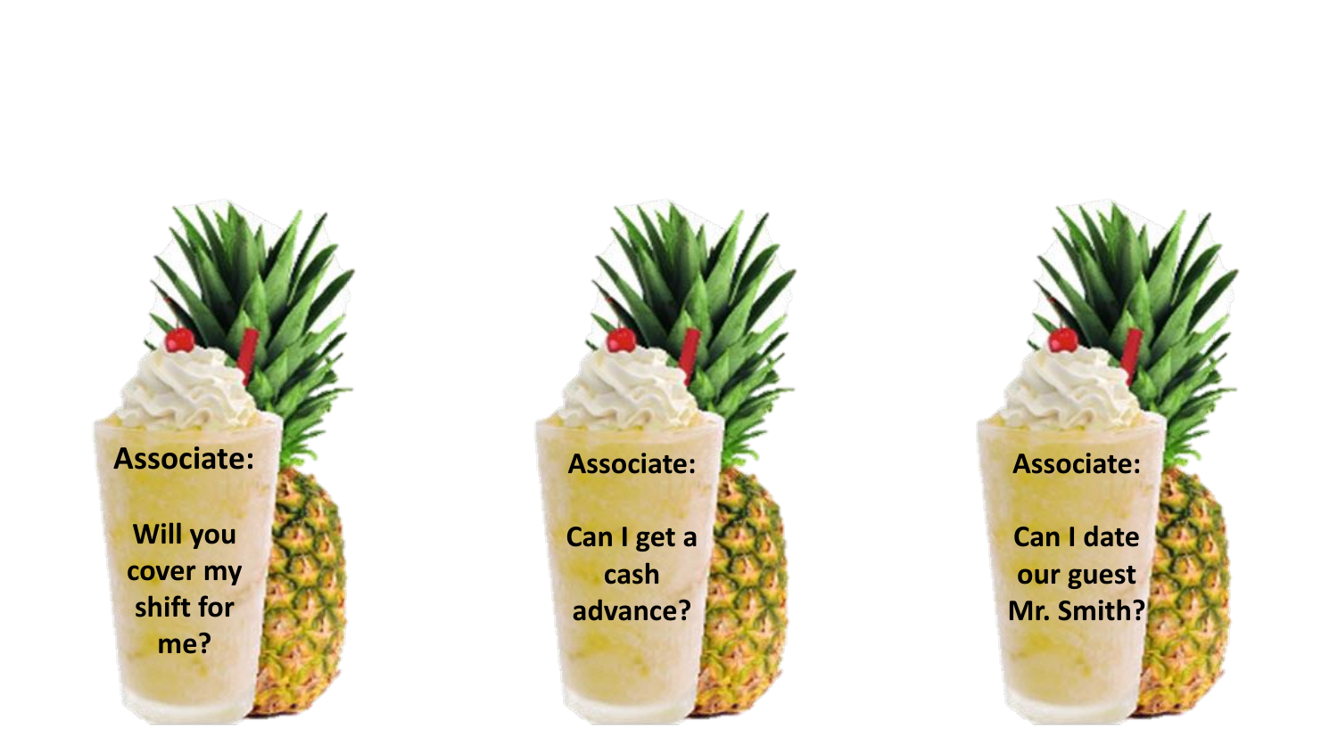Associate:

Will you cover my shift for me?

Associate:

Can I get a cash advance?

Associate:

Can I date our guest Mr. Smith?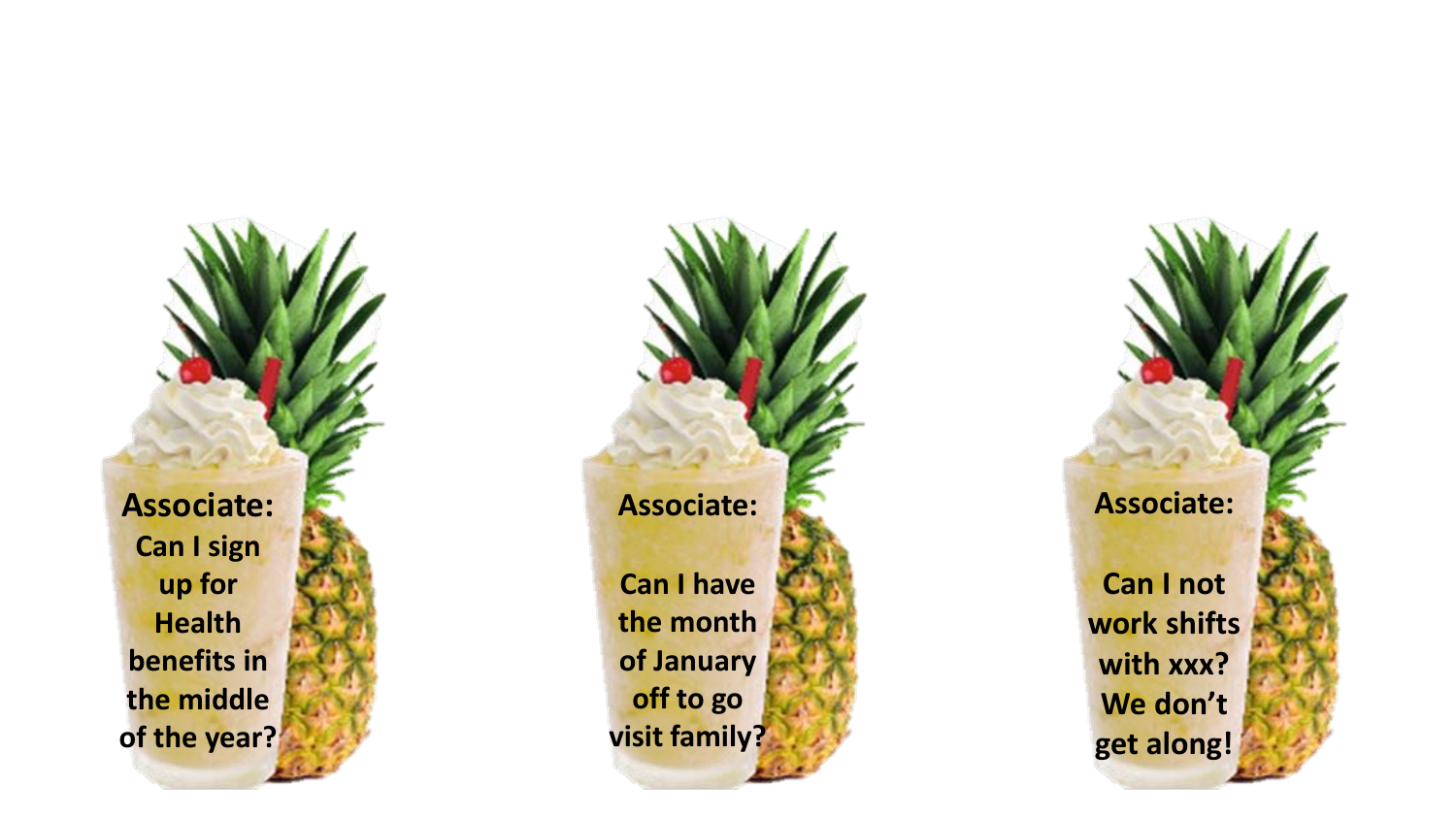**Associate:**

Can I sign up for Health benefits in the middle of the year?

**Associate:**

Can I have the month of January off to go visit family?

**Associate:**

Can I not work shifts with xxx? We don't get along!